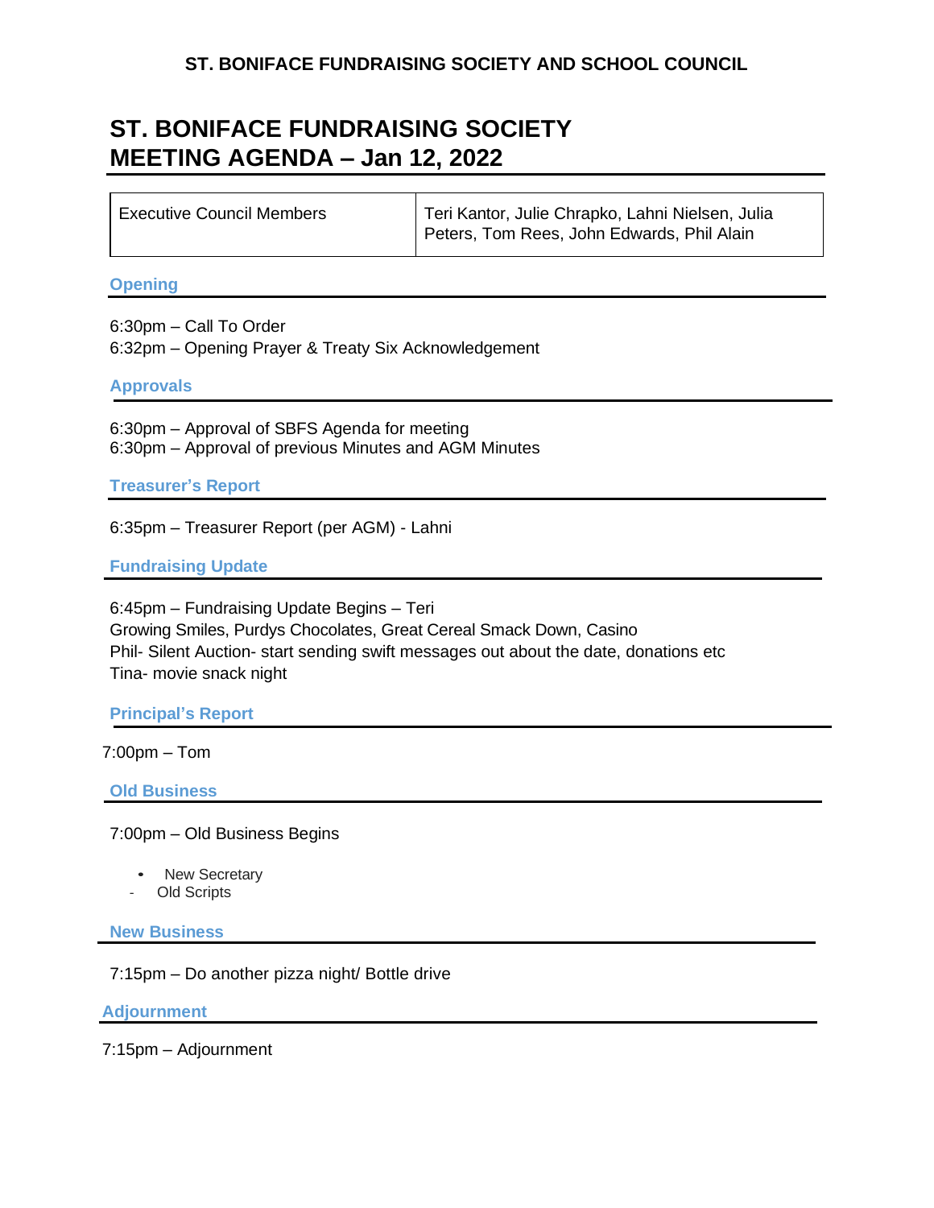**ST. BONIFACE FUNDRAISING SOCIETY AND SCHOOL COUNCIL**

# ST. BONIFACE FUNDRAISING SOCIETY MEETING AGENDA – Jan 12, 2022

| Executive Council Members | Teri Kantor, Julie Chrapko, Lahni Nielsen, Julia Peters, Tom Rees, John Edwards, Phil Alain |
|---|---|

## Opening

6:30pm – Call To Order
6:32pm – Opening Prayer & Treaty Six Acknowledgement

## Approvals

6:30pm – Approval of SBFS Agenda for meeting
6:30pm – Approval of previous Minutes and AGM Minutes

## Treasurer's Report

6:35pm – Treasurer Report (per AGM) - Lahni

## Fundraising Update

6:45pm – Fundraising Update Begins – Teri
Growing Smiles, Purdys Chocolates, Great Cereal Smack Down, Casino
Phil- Silent Auction- start sending swift messages out about the date, donations etc
Tina- movie snack night

## Principal's Report

7:00pm – Tom

## Old Business

7:00pm – Old Business Begins

- New Secretary
- Old Scripts

## New Business

7:15pm – Do another pizza night/ Bottle drive

## Adjournment

7:15pm – Adjournment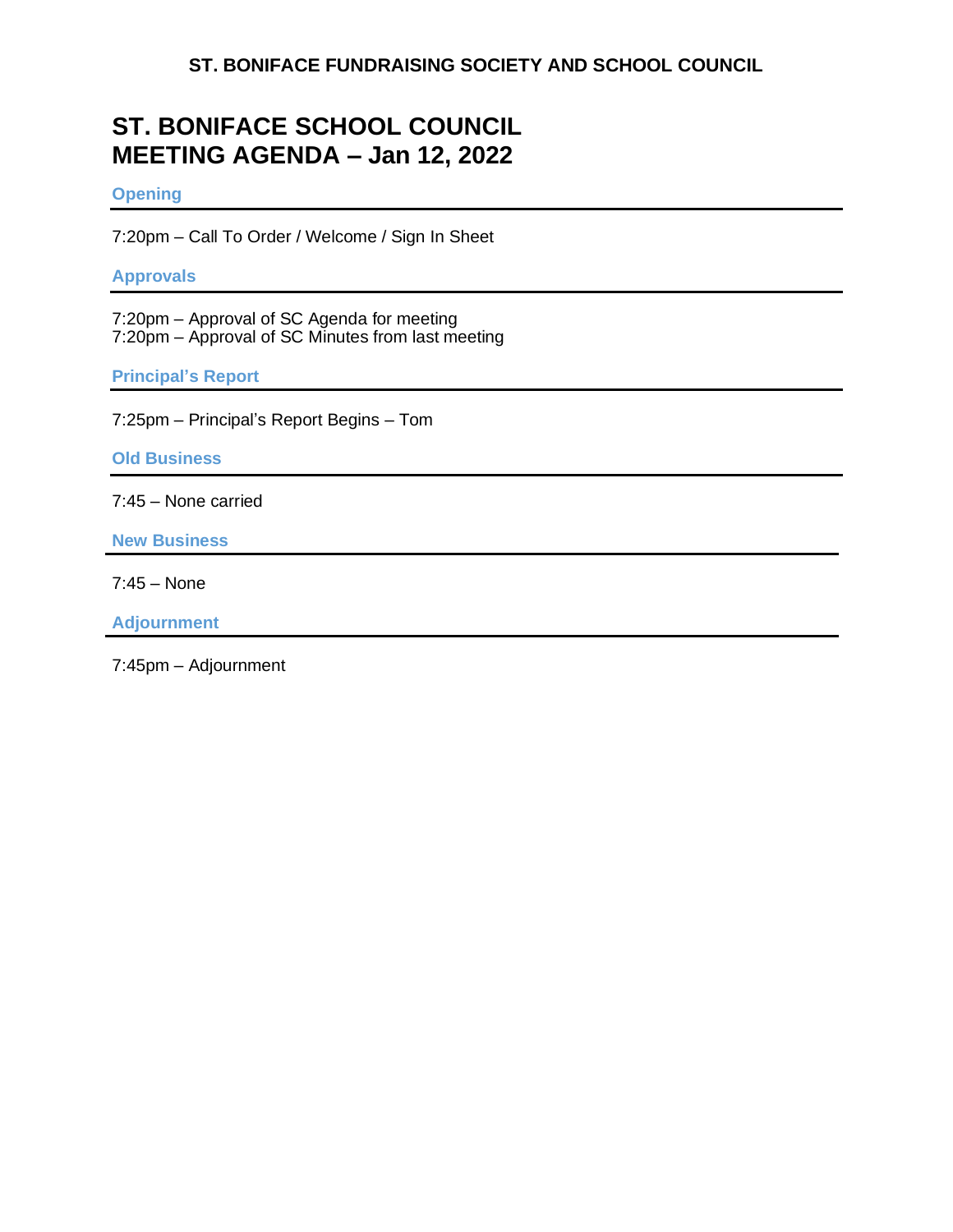# ST. BONIFACE SCHOOL COUNCIL
# MEETING AGENDA – Jan 12, 2022

### Opening

7:20pm – Call To Order / Welcome / Sign In Sheet

### Approvals

7:20pm – Approval of SC Agenda for meeting
7:20pm – Approval of SC Minutes from last meeting

### Principal's Report

7:25pm – Principal's Report Begins – Tom

### Old Business

7:45 – None carried

### New Business

7:45 – None

### Adjournment

7:45pm – Adjournment